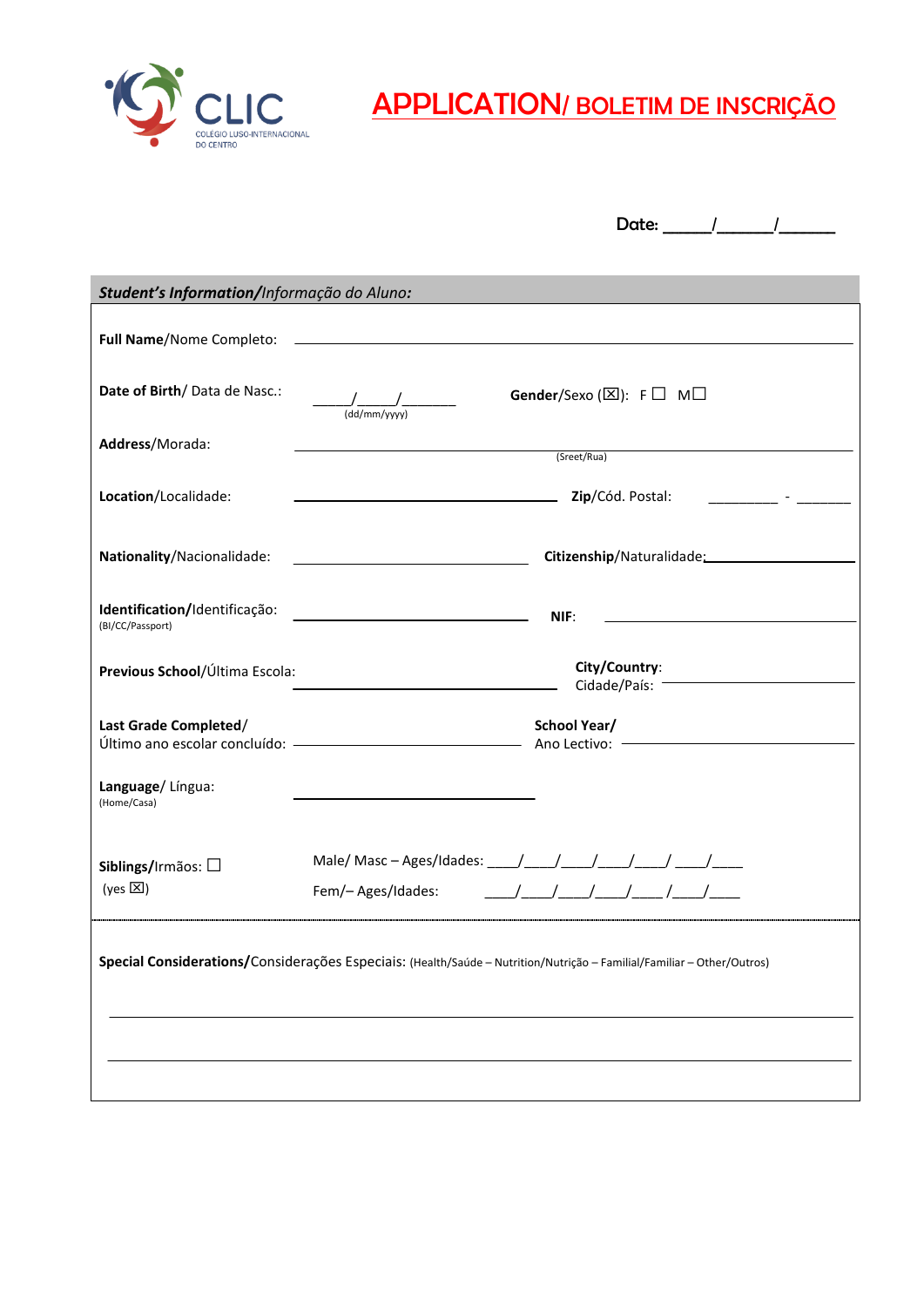CLIC
COLÉGIO LUSO-INTERNACIONAL DO CENTRO

# APPLICATION/ BOLETIM DE INSCRIÇÃO

Date: _____/______/______

***Student's Information/****Informação do Aluno:*

**Full Name**/Nome Completo: ______________________________________________

**Date of Birth**/ Data de Nasc.: _____/_____/_______ (dd/mm/yyyy)  **Gender**/Sexo (☒): F ☐ M☐

**Address**/Morada: ______________________________________________ (Sreet/Rua)

**Location**/Localidade: ______________________ **Zip**/Cód. Postal: ________ - _______

**Nationality**/Nacionalidade: ____________________ **Citizenship**/Naturalidade: ________________

**Identification**/Identificação: (BI/CC/Passport) ____________________ **NIF**: ________________

**Previous School**/Última Escola: ____________________ **City/Country**: Cidade/País: ________________

**Last Grade Completed**/ Último ano escolar concluído: ____________________ **School Year/** Ano Lectivo: ________________

**Language**/ Língua: (Home/Casa) ____________________

**Siblings**/Irmãos: ☐ (yes ☒)  Male/ Masc – Ages/Idades: ____/____/____/____/____/ ____/____
Fem/– Ages/Idades: ____/____/____/____/____ /____/____

**Special Considerations/**Considerações Especiais: (Health/Saúde – Nutrition/Nutrição – Familial/Familiar – Other/Outros)

______________________________________________

______________________________________________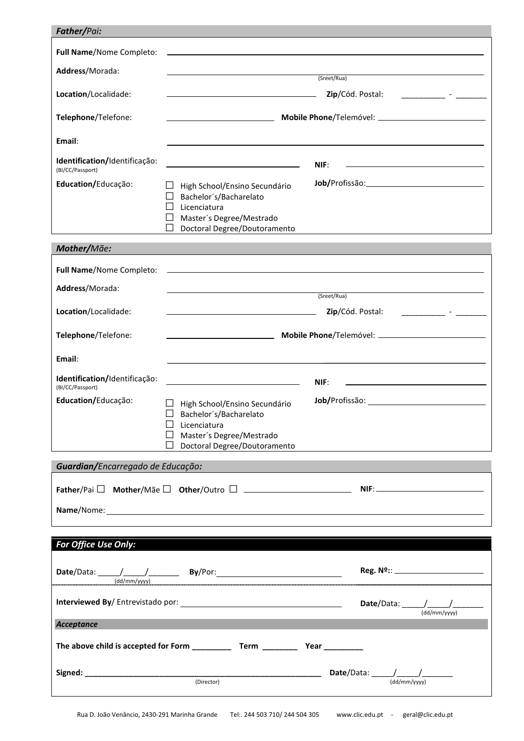## ***Father/****Pai:*

**Full Name**/Nome Completo: ______________________________________________

**Address**/Morada: ______________________________________________
(Sreet/Rua)

**Location**/Localidade: ______________________ **Zip**/Cód. Postal: __________ - _______

**Telephone**/Telefone: ______________________ **Mobile Phone**/Telemóvel: ______________________

**Email**: ______________________________________________

**Identification/**Identificação: (BI/CC/Passport) ______________________ **NIF**: ______________________

**Education/**Educação:
- ☐ High School/Ensino Secundário
- ☐ Bachelor´s/Bacharelato
- ☐ Licenciatura
- ☐ Master´s Degree/Mestrado
- ☐ Doctoral Degree/Doutoramento

**Job/**Profissão: ______________________

## ***Mother/****Mãe:*

**Full Name**/Nome Completo: ______________________________________________

**Address**/Morada: ______________________________________________
(Sreet/Rua)

**Location**/Localidade: ______________________ **Zip**/Cód. Postal: __________ - _______

**Telephone**/Telefone: ______________________ **Mobile Phone**/Telemóvel: ______________________

**Email**: ______________________________________________

**Identification/**Identificação: (BI/CC/Passport) ______________________ **NIF**: ______________________

**Education/**Educação:
- ☐ High School/Ensino Secundário
- ☐ Bachelor´s/Bacharelato
- ☐ Licenciatura
- ☐ Master´s Degree/Mestrado
- ☐ Doctoral Degree/Doutoramento

**Job/**Profissão: ______________________

## ***Guardian/****Encarregado de Educação:*

**Father**/Pai ☐ **Mother**/Mãe ☐ **Other**/Outro ☐ ______________________ **NIF**: ______________________

**Name**/Nome: ______________________________________________

## *For Office Use Only:*

**Date**/Data: _____/_____/_______ (dd/mm/yyyy) **By**/Por: ______________________ **Reg. Nº:**: ______________________

**Interviewed By**/ Entrevistado por: ______________________ **Date**/Data: _____/_____/_______ (dd/mm/yyyy)

### *Acceptance*

**The above child is accepted for Form _________ Term ________ Year _________**

**Signed: ______________________________________________** (Director) **Date**/Data: _____/_____/_______ (dd/mm/yyyy)

Rua D. João Venâncio, 2430-291 Marinha Grande Tel:. 244 503 710/ 244 504 305 www.clic.edu.pt - geral@clic.edu.pt